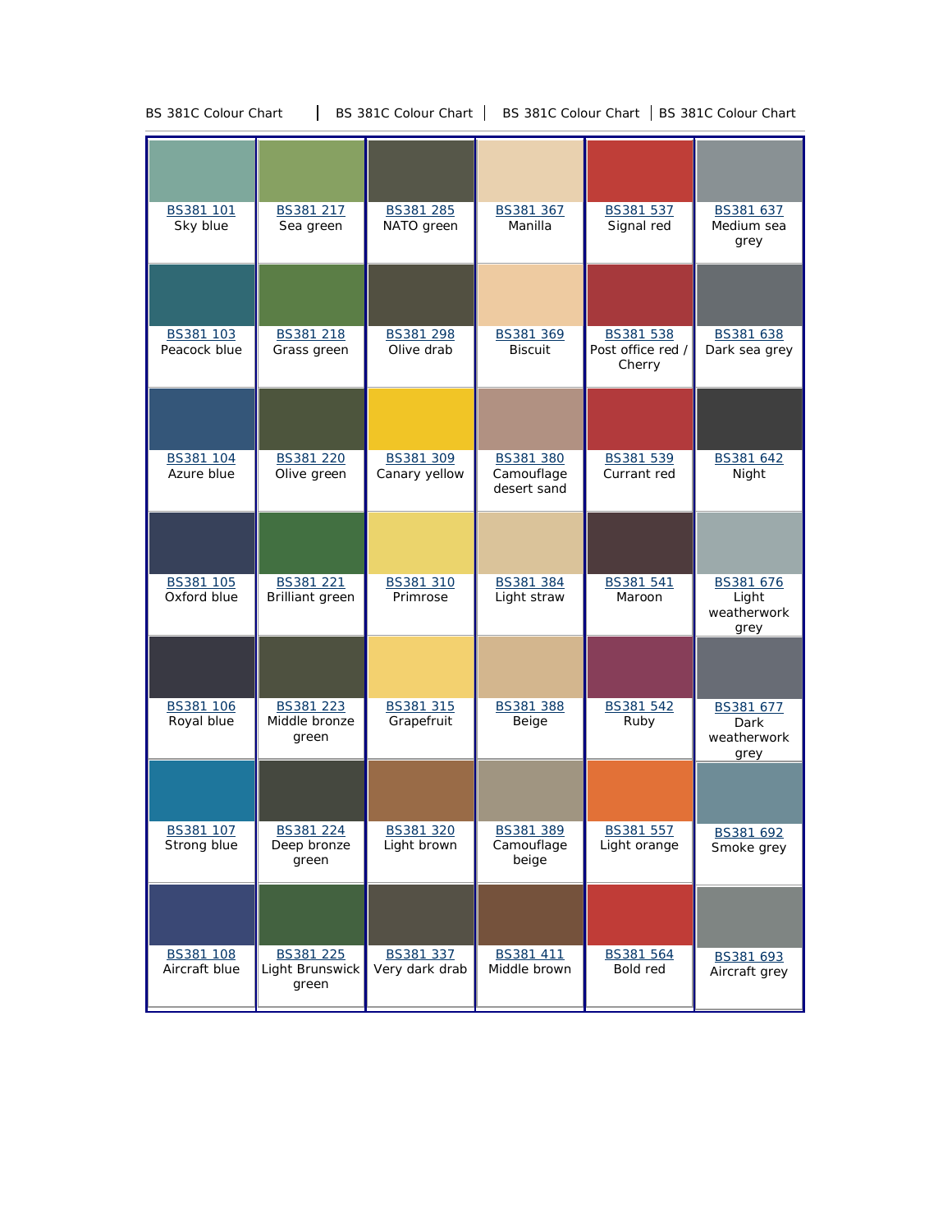BS 381C Colour Chart | BS 381C Colour Chart | BS 381C Colour Chart | BS 381C Colour Chart

| | | | | | |
|---|---|---|---|---|---|
| BS381 101 Sky blue | BS381 217 Sea green | BS381 285 NATO green | BS381 367 Manilla | BS381 537 Signal red | BS381 637 Medium sea grey |
| BS381 103 Peacock blue | BS381 218 Grass green | BS381 298 Olive drab | BS381 369 Biscuit | BS381 538 Post office red / Cherry | BS381 638 Dark sea grey |
| BS381 104 Azure blue | BS381 220 Olive green | BS381 309 Canary yellow | BS381 380 Camouflage desert sand | BS381 539 Currant red | BS381 642 Night |
| BS381 105 Oxford blue | BS381 221 Brilliant green | BS381 310 Primrose | BS381 384 Light straw | BS381 541 Maroon | BS381 676 Light weatherwork grey |
| BS381 106 Royal blue | BS381 223 Middle bronze green | BS381 315 Grapefruit | BS381 388 Beige | BS381 542 Ruby | BS381 677 Dark weatherwork grey |
| BS381 107 Strong blue | BS381 224 Deep bronze green | BS381 320 Light brown | BS381 389 Camouflage beige | BS381 557 Light orange | BS381 692 Smoke grey |
| BS381 108 Aircraft blue | BS381 225 Light Brunswick green | BS381 337 Very dark drab | BS381 411 Middle brown | BS381 564 Bold red | BS381 693 Aircraft grey |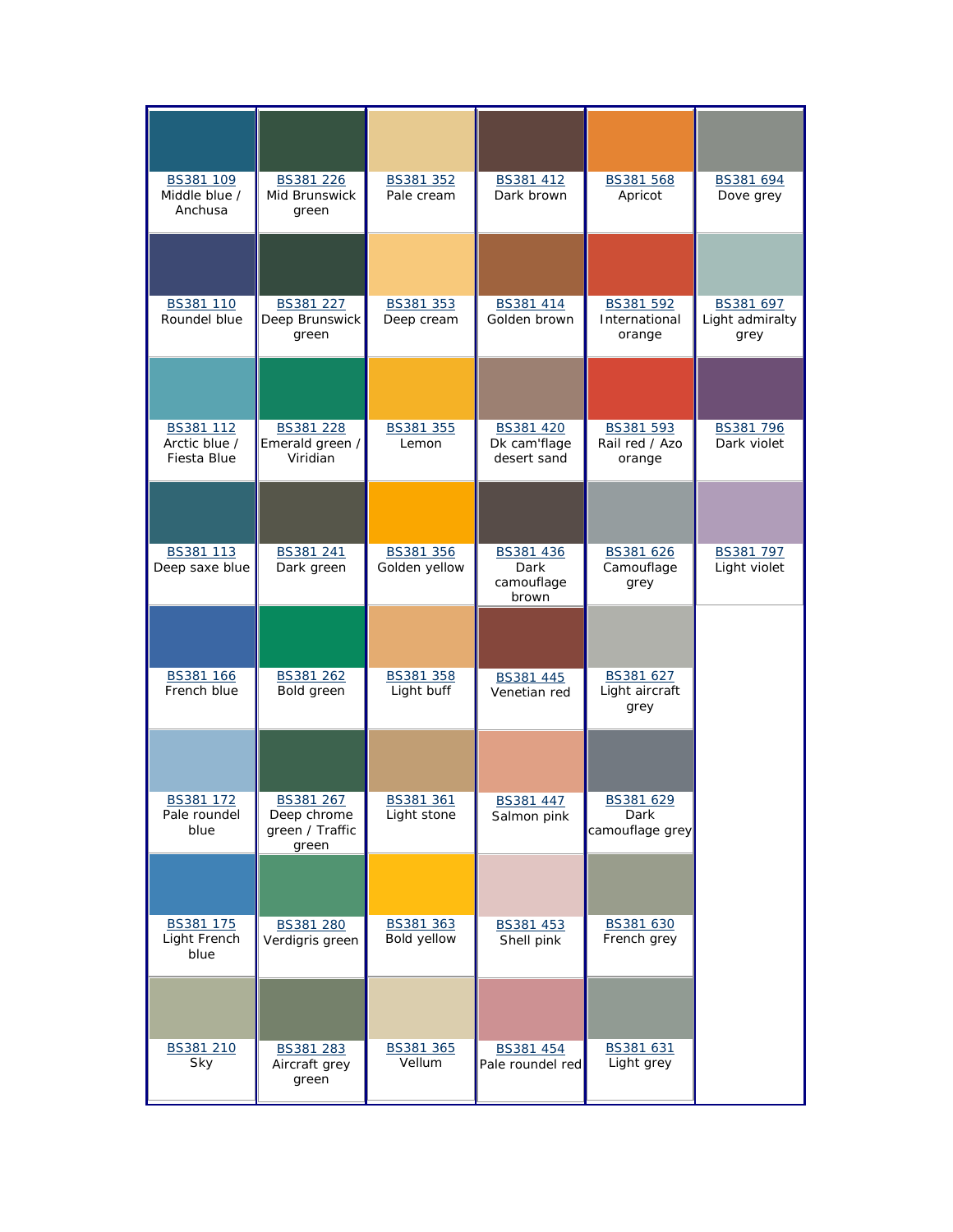| | | | | | |
|---|---|---|---|---|---|
| BS381 109<br>Middle blue / Anchusa | BS381 226<br>Mid Brunswick green | BS381 352<br>Pale cream | BS381 412<br>Dark brown | BS381 568<br>Apricot | BS381 694<br>Dove grey |
| BS381 110<br>Roundel blue | BS381 227<br>Deep Brunswick green | BS381 353<br>Deep cream | BS381 414<br>Golden brown | BS381 592<br>International orange | BS381 697<br>Light admiralty grey |
| BS381 112<br>Arctic blue / Fiesta Blue | BS381 228<br>Emerald green / Viridian | BS381 355<br>Lemon | BS381 420<br>Dk cam'flage desert sand | BS381 593<br>Rail red / Azo orange | BS381 796<br>Dark violet |
| BS381 113<br>Deep saxe blue | BS381 241<br>Dark green | BS381 356<br>Golden yellow | BS381 436<br>Dark camouflage brown | BS381 626<br>Camouflage grey | BS381 797<br>Light violet |
| BS381 166<br>French blue | BS381 262<br>Bold green | BS381 358<br>Light buff | BS381 445<br>Venetian red | BS381 627<br>Light aircraft grey | |
| BS381 172<br>Pale roundel blue | BS381 267<br>Deep chrome green / Traffic green | BS381 361<br>Light stone | BS381 447<br>Salmon pink | BS381 629<br>Dark camouflage grey | |
| BS381 175<br>Light French blue | BS381 280<br>Verdigris green | BS381 363<br>Bold yellow | BS381 453<br>Shell pink | BS381 630<br>French grey | |
| BS381 210<br>Sky | BS381 283<br>Aircraft grey green | BS381 365<br>Vellum | BS381 454<br>Pale roundel red | BS381 631<br>Light grey | |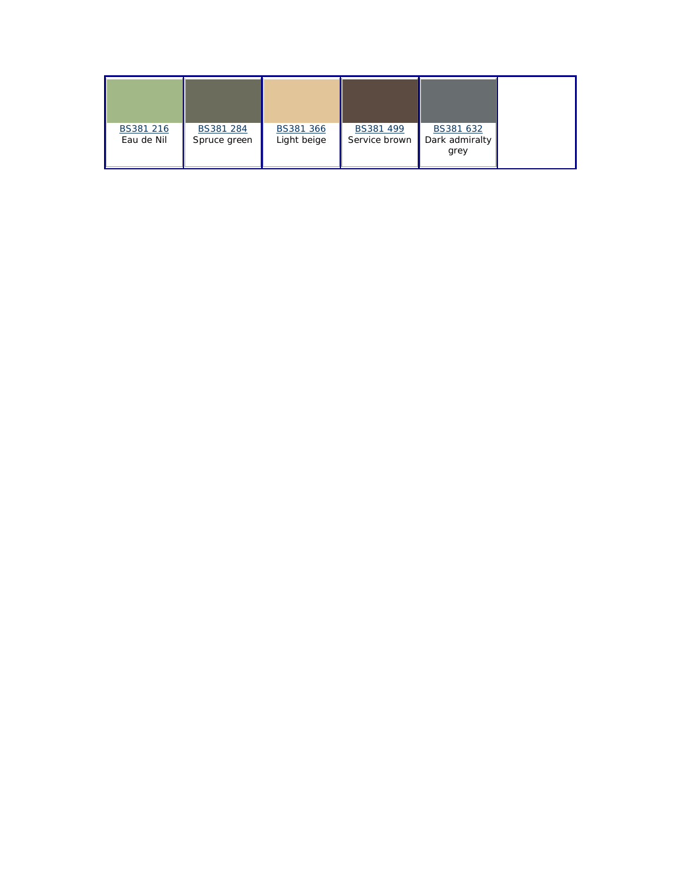| | | | | | |
|---|---|---|---|---|---|
| BS381 216<br>Eau de Nil | BS381 284<br>Spruce green | BS381 366<br>Light beige | BS381 499<br>Service brown | BS381 632<br>Dark admiralty grey | |